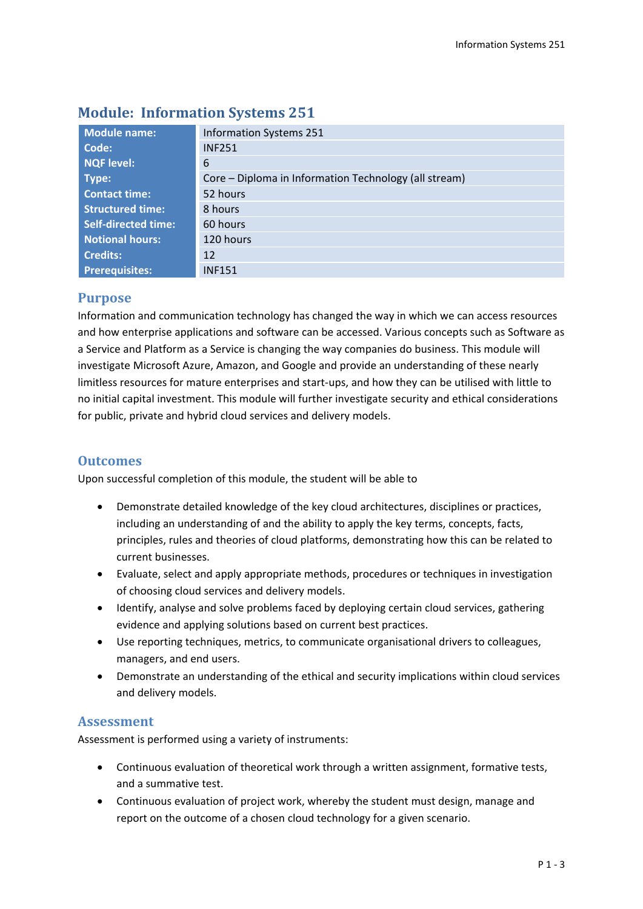# Module: Information Systems 251

| Module name: | Information Systems 251 |
| --- | --- |
| Code: | INF251 |
| NQF level: | 6 |
| Type: | Core – Diploma in Information Technology (all stream) |
| Contact time: | 52 hours |
| Structured time: | 8 hours |
| Self-directed time: | 60 hours |
| Notional hours: | 120 hours |
| Credits: | 12 |
| Prerequisites: | INF151 |

## Purpose

Information and communication technology has changed the way in which we can access resources and how enterprise applications and software can be accessed. Various concepts such as Software as a Service and Platform as a Service is changing the way companies do business. This module will investigate Microsoft Azure, Amazon, and Google and provide an understanding of these nearly limitless resources for mature enterprises and start-ups, and how they can be utilised with little to no initial capital investment. This module will further investigate security and ethical considerations for public, private and hybrid cloud services and delivery models.

## Outcomes

Upon successful completion of this module, the student will be able to

- Demonstrate detailed knowledge of the key cloud architectures, disciplines or practices, including an understanding of and the ability to apply the key terms, concepts, facts, principles, rules and theories of cloud platforms, demonstrating how this can be related to current businesses.
- Evaluate, select and apply appropriate methods, procedures or techniques in investigation of choosing cloud services and delivery models.
- Identify, analyse and solve problems faced by deploying certain cloud services, gathering evidence and applying solutions based on current best practices.
- Use reporting techniques, metrics, to communicate organisational drivers to colleagues, managers, and end users.
- Demonstrate an understanding of the ethical and security implications within cloud services and delivery models.

## Assessment

Assessment is performed using a variety of instruments:

- Continuous evaluation of theoretical work through a written assignment, formative tests, and a summative test.
- Continuous evaluation of project work, whereby the student must design, manage and report on the outcome of a chosen cloud technology for a given scenario.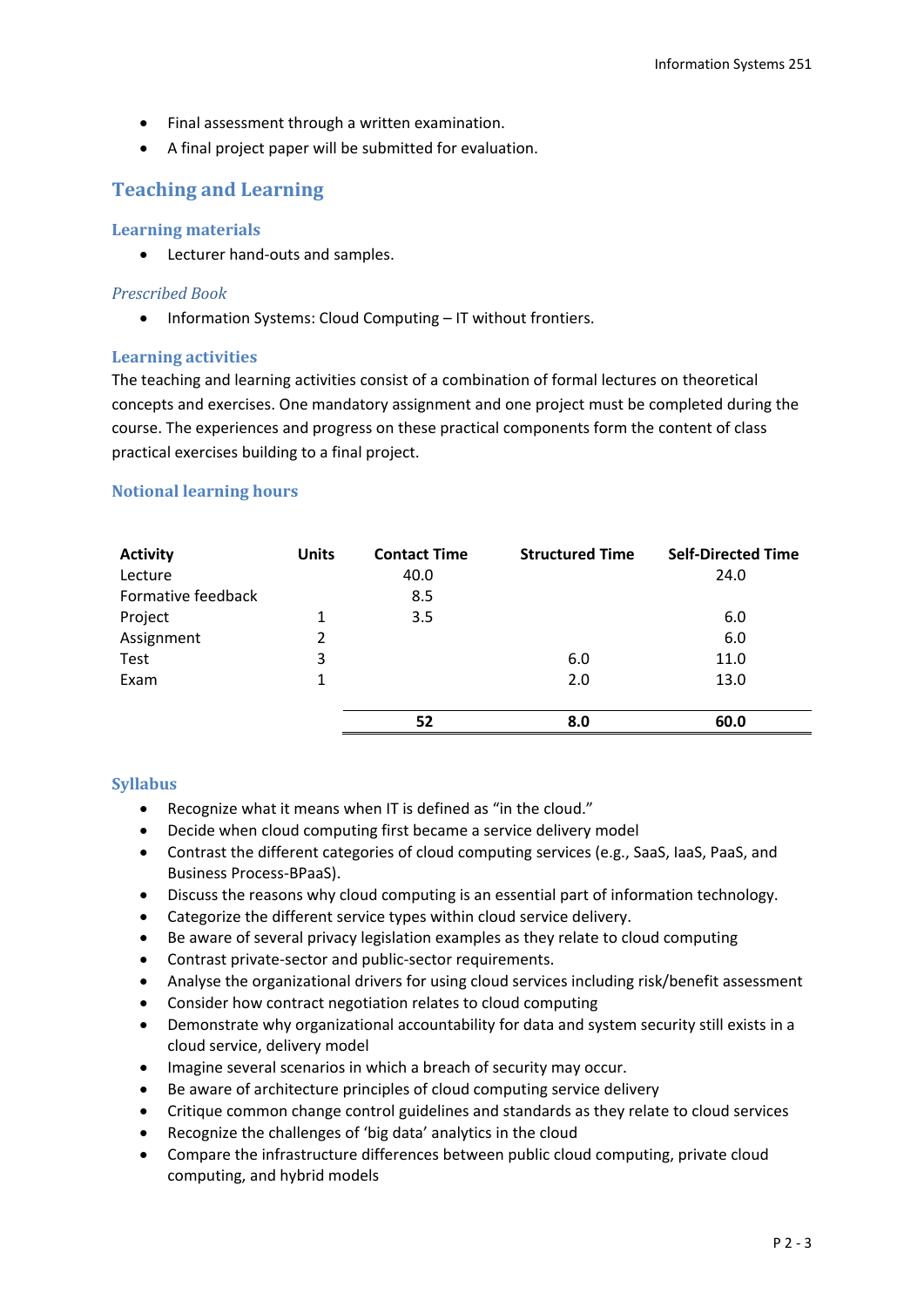- Final assessment through a written examination.
- A final project paper will be submitted for evaluation.

## Teaching and Learning

### Learning materials

- Lecturer hand-outs and samples.

#### *Prescribed Book*

- Information Systems: Cloud Computing – IT without frontiers.

### Learning activities

The teaching and learning activities consist of a combination of formal lectures on theoretical concepts and exercises. One mandatory assignment and one project must be completed during the course. The experiences and progress on these practical components form the content of class practical exercises building to a final project.

### Notional learning hours

| Activity | Units | Contact Time | Structured Time | Self-Directed Time |
|---|---|---|---|---|
| Lecture | | 40.0 | | 24.0 |
| Formative feedback | | 8.5 | | |
| Project | 1 | 3.5 | | 6.0 |
| Assignment | 2 | | | 6.0 |
| Test | 3 | | 6.0 | 11.0 |
| Exam | 1 | | 2.0 | 13.0 |
| | | **52** | **8.0** | **60.0** |

### Syllabus

- Recognize what it means when IT is defined as "in the cloud."
- Decide when cloud computing first became a service delivery model
- Contrast the different categories of cloud computing services (e.g., SaaS, IaaS, PaaS, and Business Process-BPaaS).
- Discuss the reasons why cloud computing is an essential part of information technology.
- Categorize the different service types within cloud service delivery.
- Be aware of several privacy legislation examples as they relate to cloud computing
- Contrast private-sector and public-sector requirements.
- Analyse the organizational drivers for using cloud services including risk/benefit assessment
- Consider how contract negotiation relates to cloud computing
- Demonstrate why organizational accountability for data and system security still exists in a cloud service, delivery model
- Imagine several scenarios in which a breach of security may occur.
- Be aware of architecture principles of cloud computing service delivery
- Critique common change control guidelines and standards as they relate to cloud services
- Recognize the challenges of 'big data' analytics in the cloud
- Compare the infrastructure differences between public cloud computing, private cloud computing, and hybrid models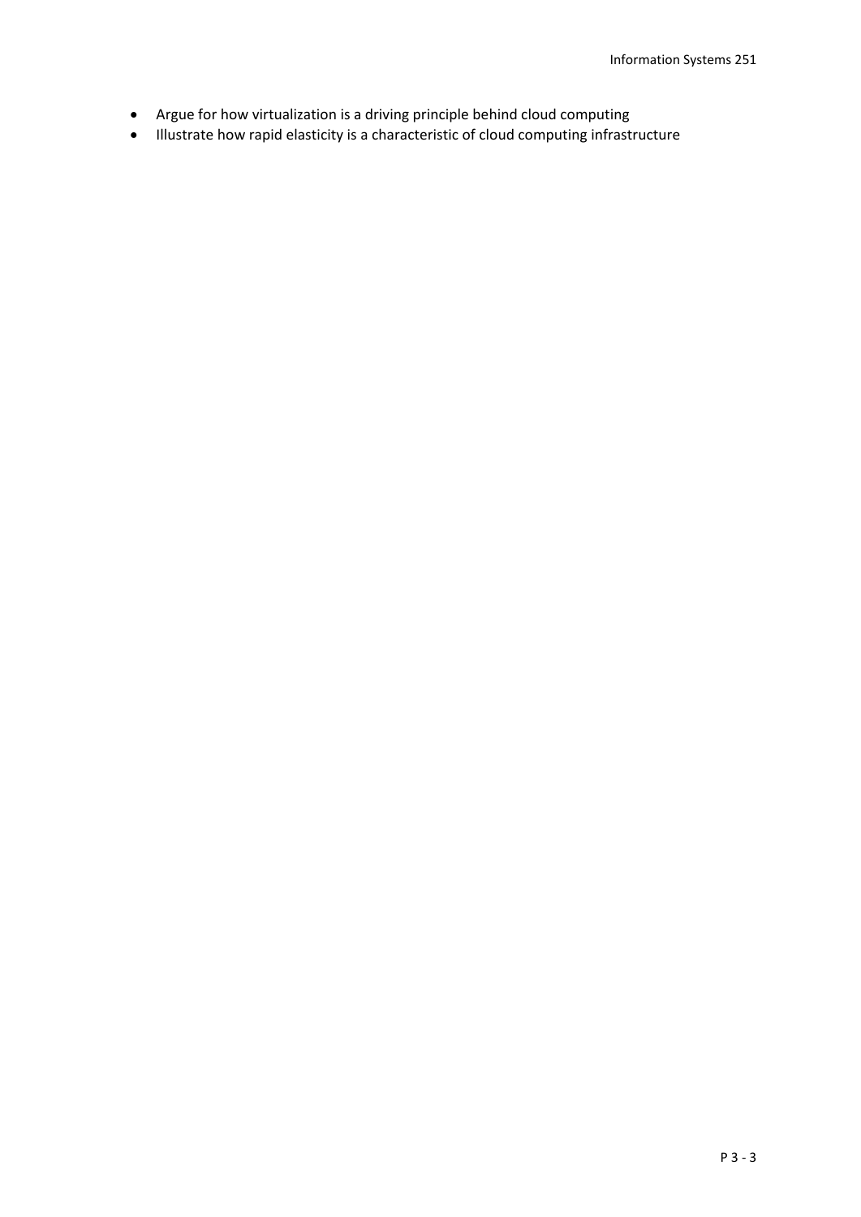- Argue for how virtualization is a driving principle behind cloud computing
- Illustrate how rapid elasticity is a characteristic of cloud computing infrastructure